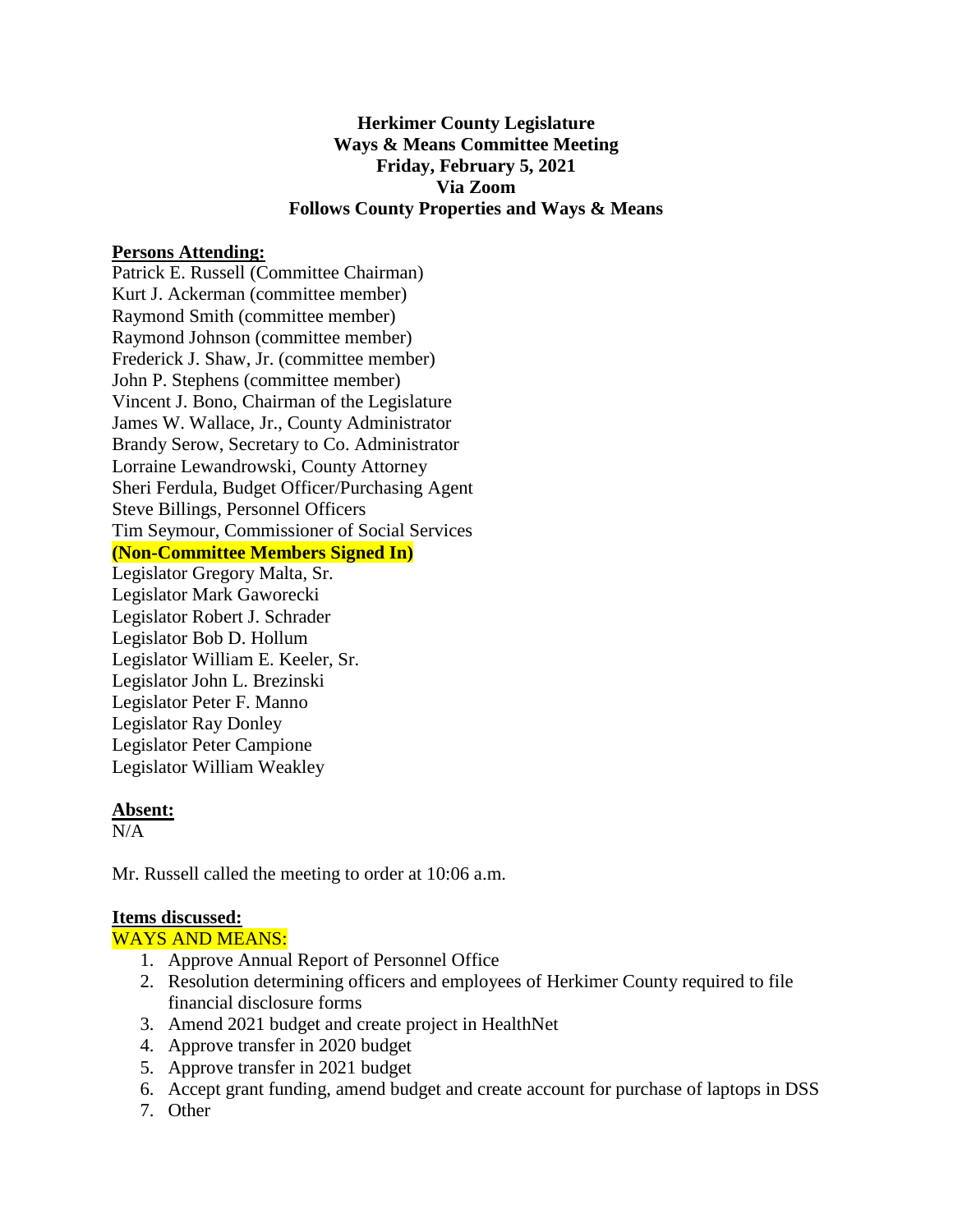**Herkimer County Legislature**
**Ways & Means Committee Meeting**
**Friday, February 5, 2021**
**Via Zoom**
**Follows County Properties and Ways & Means**

**Persons Attending:**

Patrick E. Russell (Committee Chairman)
Kurt J. Ackerman (committee member)
Raymond Smith (committee member)
Raymond Johnson (committee member)
Frederick J. Shaw, Jr. (committee member)
John P. Stephens (committee member)
Vincent J. Bono, Chairman of the Legislature
James W. Wallace, Jr., County Administrator
Brandy Serow, Secretary to Co. Administrator
Lorraine Lewandrowski, County Attorney
Sheri Ferdula, Budget Officer/Purchasing Agent
Steve Billings, Personnel Officers
Tim Seymour, Commissioner of Social Services

**(Non-Committee Members Signed In)**

Legislator Gregory Malta, Sr.
Legislator Mark Gaworecki
Legislator Robert J. Schrader
Legislator Bob D. Hollum
Legislator William E. Keeler, Sr.
Legislator John L. Brezinski
Legislator Peter F. Manno
Legislator Ray Donley
Legislator Peter Campione
Legislator William Weakley

**Absent:**

N/A

Mr. Russell called the meeting to order at 10:06 a.m.

**Items discussed:**

WAYS AND MEANS:

1. Approve Annual Report of Personnel Office
2. Resolution determining officers and employees of Herkimer County required to file financial disclosure forms
3. Amend 2021 budget and create project in HealthNet
4. Approve transfer in 2020 budget
5. Approve transfer in 2021 budget
6. Accept grant funding, amend budget and create account for purchase of laptops in DSS
7. Other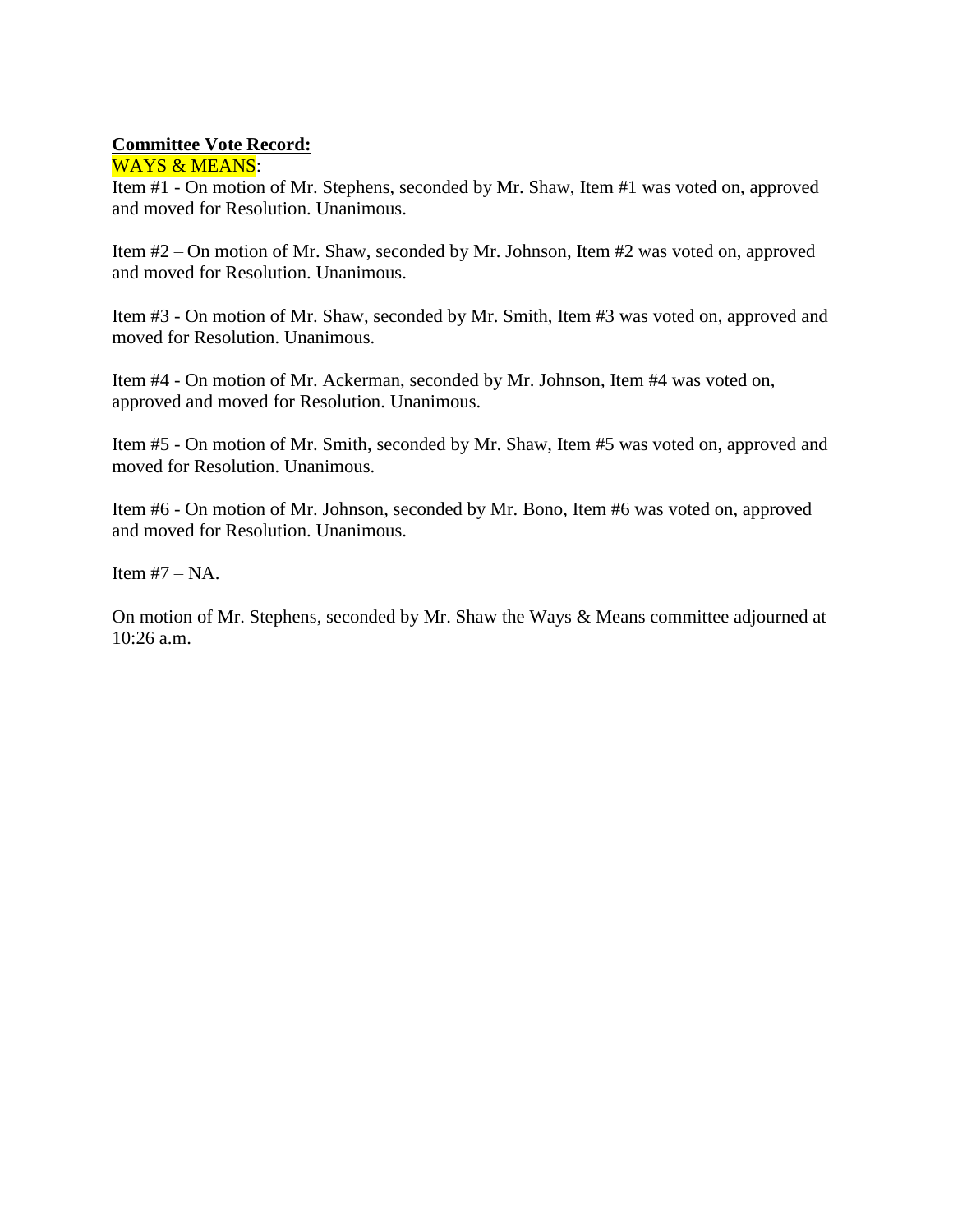**Committee Vote Record:**

WAYS & MEANS:

Item #1 - On motion of Mr. Stephens, seconded by Mr. Shaw, Item #1 was voted on, approved and moved for Resolution. Unanimous.

Item #2 – On motion of Mr. Shaw, seconded by Mr. Johnson, Item #2 was voted on, approved and moved for Resolution. Unanimous.

Item #3 - On motion of Mr. Shaw, seconded by Mr. Smith, Item #3 was voted on, approved and moved for Resolution. Unanimous.

Item #4 - On motion of Mr. Ackerman, seconded by Mr. Johnson, Item #4 was voted on, approved and moved for Resolution. Unanimous.

Item #5 - On motion of Mr. Smith, seconded by Mr. Shaw, Item #5 was voted on, approved and moved for Resolution. Unanimous.

Item #6 - On motion of Mr. Johnson, seconded by Mr. Bono, Item #6 was voted on, approved and moved for Resolution. Unanimous.

Item #7 – NA.

On motion of Mr. Stephens, seconded by Mr. Shaw the Ways & Means committee adjourned at 10:26 a.m.